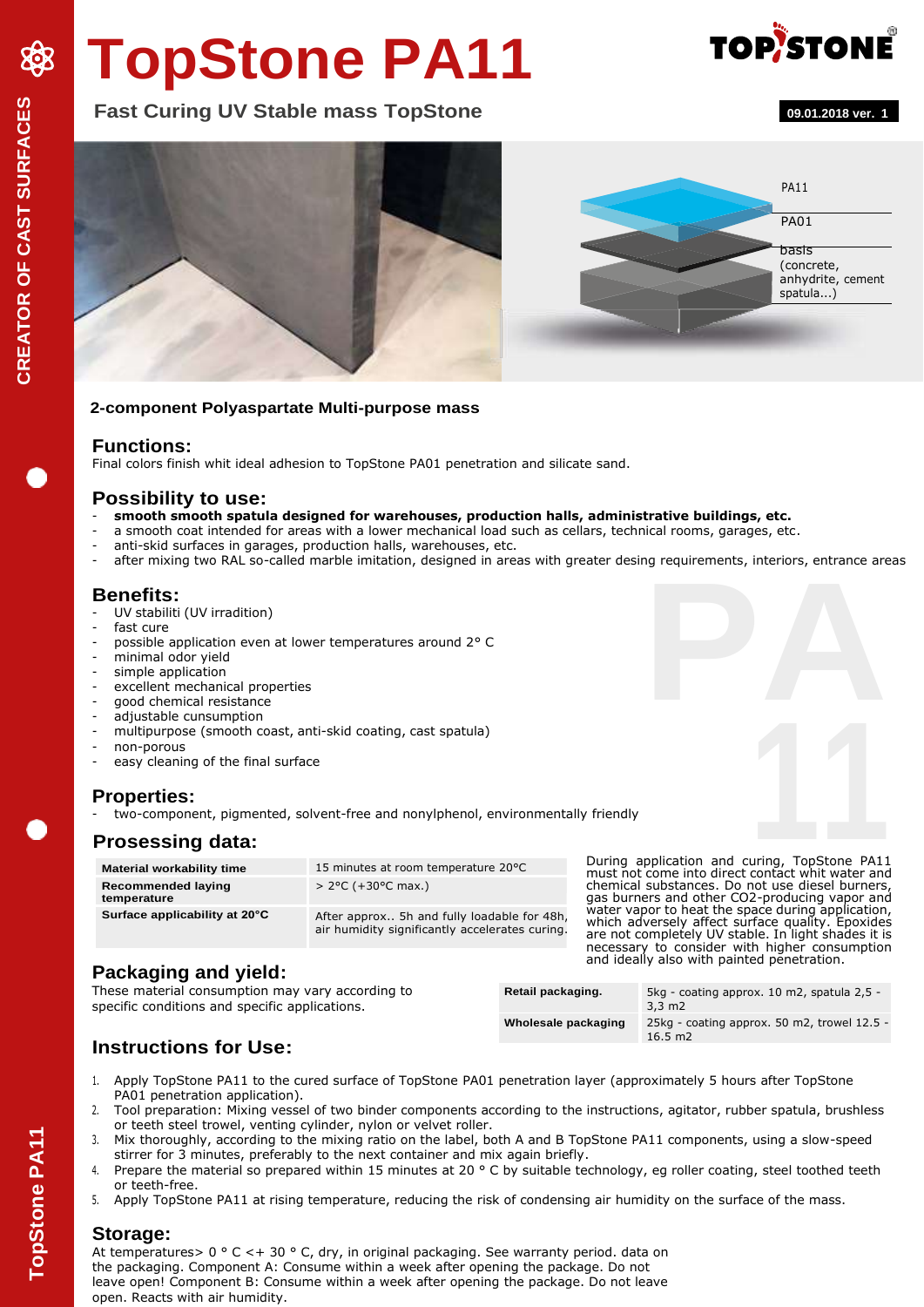# TopStone PA11

**Fast Curing UV Stable mass TopStone**

09.01.2018 ver. 1

PA11

PA01

basis (concrete, anhydrite, cement spatula...)

**2-component Polyaspartate Multi-purpose mass**

## Functions:

Final colors finish whit ideal adhesion to TopStone PA01 penetration and silicate sand.

## Possibility to use:

- **smooth smooth spatula designed for warehouses, production halls, administrative buildings, etc.**
- a smooth coat intended for areas with a lower mechanical load such as cellars, technical rooms, garages, etc.
- anti-skid surfaces in garages, production halls, warehouses, etc.
- after mixing two RAL so-called marble imitation, designed in areas with greater desing requirements, interiors, entrance areas

## Benefits:

- UV stabiliti (UV irradition)
- fast cure
- possible application even at lower temperatures around 2° C
- minimal odor yield
- simple application
- excellent mechanical properties
- good chemical resistance
- adjustable cunsumption
- multipurpose (smooth coast, anti-skid coating, cast spatula)
- non-porous
- easy cleaning of the final surface

## Properties:

- two-component, pigmented, solvent-free and nonylphenol, environmentally friendly

## Prosessing data:

| | |
|---|---|
| **Material workability time** | 15 minutes at room temperature 20°C |
| **Recommended laying temperature** | > 2°C (+30°C max.) |
| **Surface applicability at 20°C** | After approx.. 5h and fully loadable for 48h, air humidity significantly accelerates curing. |

During application and curing, TopStone PA11 must not come into direct contact whit water and chemical substances. Do not use diesel burners, gas burners and other CO2-producing vapor and water vapor to heat the space during application, which adversely affect surface quality. Epoxides are not completely UV stable. In light shades it is necessary to consider with higher consumption and ideally also with painted penetration.

## Packaging and yield:

These material consumption may vary according to specific conditions and specific applications.

| | |
|---|---|
| **Retail packaging.** | 5kg - coating approx. 10 m2, spatula 2,5 - 3,3 m2 |
| **Wholesale packaging** | 25kg - coating approx. 50 m2, trowel 12.5 - 16.5 m2 |

## Instructions for Use:

1. Apply TopStone PA11 to the cured surface of TopStone PA01 penetration layer (approximately 5 hours after TopStone PA01 penetration application).
2. Tool preparation: Mixing vessel of two binder components according to the instructions, agitator, rubber spatula, brushless or teeth steel trowel, venting cylinder, nylon or velvet roller.
3. Mix thoroughly, according to the mixing ratio on the label, both A and B TopStone PA11 components, using a slow-speed stirrer for 3 minutes, preferably to the next container and mix again briefly.
4. Prepare the material so prepared within 15 minutes at 20 ° C by suitable technology, eg roller coating, steel toothed teeth or teeth-free.
5. Apply TopStone PA11 at rising temperature, reducing the risk of condensing air humidity on the surface of the mass.

## Storage:

At temperatures> 0 ° C <+ 30 ° C, dry, in original packaging. See warranty period. data on the packaging. Component A: Consume within a week after opening the package. Do not leave open! Component B: Consume within a week after opening the package. Do not leave open. Reacts with air humidity.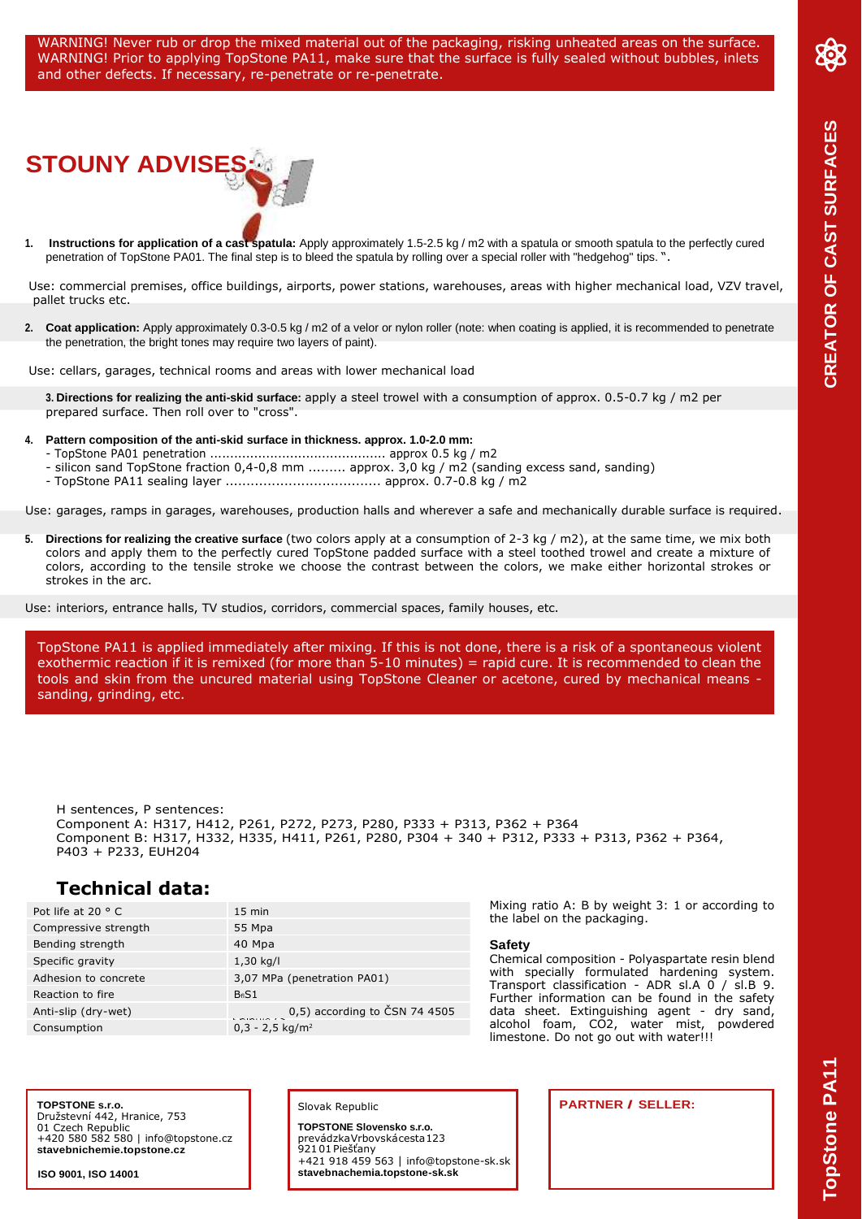WARNING! Never rub or drop the mixed material out of the packaging, risking unheated areas on the surface. WARNING! Prior to applying TopStone PA11, make sure that the surface is fully sealed without bubbles, inlets and other defects. If necessary, re-penetrate or re-penetrate.

## STOUNY ADVISES:

1. **Instructions for application of a cast spatula:** Apply approximately 1.5-2.5 kg / m2 with a spatula or smooth spatula to the perfectly cured penetration of TopStone PA01. The final step is to bleed the spatula by rolling over a special roller with "hedgehog" tips. ".

Use: commercial premises, office buildings, airports, power stations, warehouses, areas with higher mechanical load, VZV travel, pallet trucks etc.

2. **Coat application:** Apply approximately 0.3-0.5 kg / m2 of a velor or nylon roller (note: when coating is applied, it is recommended to penetrate the penetration, the bright tones may require two layers of paint).

Use: cellars, garages, technical rooms and areas with lower mechanical load

3. **Directions for realizing the anti-skid surface:** apply a steel trowel with a consumption of approx. 0.5-0.7 kg / m2 per prepared surface. Then roll over to "cross".

4. **Pattern composition of the anti-skid surface in thickness. approx. 1.0-2.0 mm:**
   - TopStone PA01 penetration ........................................... approx 0.5 kg / m2
   - silicon sand TopStone fraction 0,4-0,8 mm ......... approx. 3,0 kg / m2 (sanding excess sand, sanding)
   - TopStone PA11 sealing layer ..................................... approx. 0.7-0.8 kg / m2

Use: garages, ramps in garages, warehouses, production halls and wherever a safe and mechanically durable surface is required.

5. **Directions for realizing the creative surface** (two colors apply at a consumption of 2-3 kg / m2), at the same time, we mix both colors and apply them to the perfectly cured TopStone padded surface with a steel toothed trowel and create a mixture of colors, according to the tensile stroke we choose the contrast between the colors, we make either horizontal strokes or strokes in the arc.

Use: interiors, entrance halls, TV studios, corridors, commercial spaces, family houses, etc.

TopStone PA11 is applied immediately after mixing. If this is not done, there is a risk of a spontaneous violent exothermic reaction if it is remixed (for more than 5-10 minutes) = rapid cure. It is recommended to clean the tools and skin from the uncured material using TopStone Cleaner or acetone, cured by mechanical means - sanding, grinding, etc.

H sentences, P sentences:
Component A: H317, H412, P261, P272, P273, P280, P333 + P313, P362 + P364
Component B: H317, H332, H335, H411, P261, P280, P304 + 340 + P312, P333 + P313, P362 + P364, P403 + P233, EUH204

## Technical data:

| | |
|---|---|
| Pot life at 20 ° C | 15 min |
| Compressive strength | 55 Mpa |
| Bending strength | 40 Mpa |
| Specific gravity | 1,30 kg/l |
| Adhesion to concrete | 3,07 MPa (penetration PA01) |
| Reaction to fire | $B_{fl}S1$ |
| Anti-slip (dry-wet) | 0,5) according to ČSN 74 4505 |
| Consumption | 0,3 - 2,5 kg/m² |

Mixing ratio A: B by weight 3: 1 or according to the label on the packaging.

**Safety**

Chemical composition - Polyaspartate resin blend with specially formulated hardening system. Transport classification - ADR sl.A 0 / sl.B 9. Further information can be found in the safety data sheet. Extinguishing agent - dry sand, alcohol foam, CO2, water mist, powdered limestone. Do not go out with water!!!

**TOPSTONE s.r.o.**
Družstevní 442, Hranice, 753 01 Czech Republic
+420 580 582 580 | info@topstone.cz
**stavebnichemie.topstone.cz**

**ISO 9001, ISO 14001**

Slovak Republic

**TOPSTONE Slovensko s.r.o.**
prevádzka Vrbovská cesta 123
921 01 Piešťany
+421 918 459 563 | info@topstone-sk.sk
**stavebnachemia.topstone-sk.sk**

**PARTNER / SELLER:**